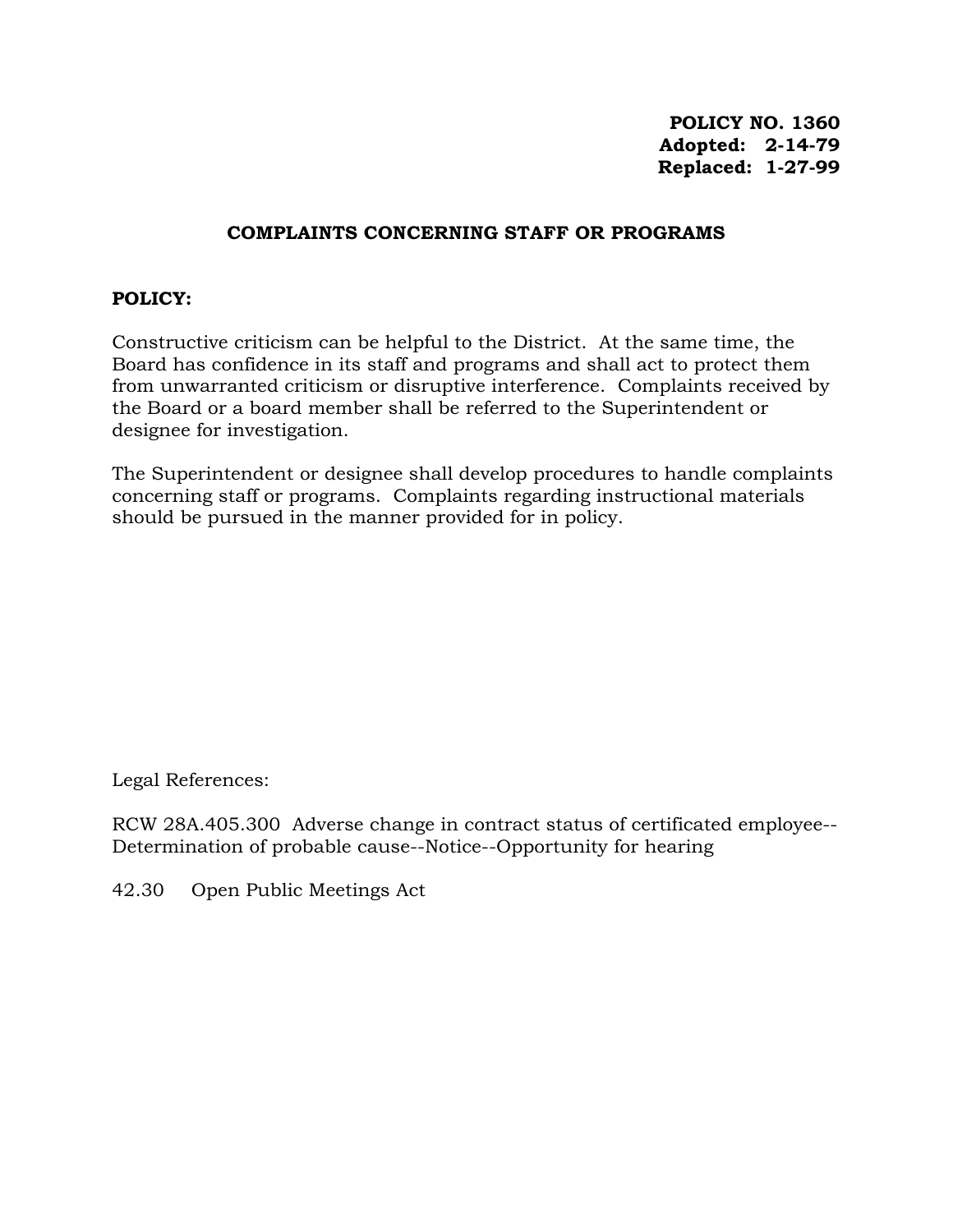**POLICY NO. 1360**
**Adopted: 2-14-79**
**Replaced: 1-27-99**

## COMPLAINTS CONCERNING STAFF OR PROGRAMS

**POLICY:**

Constructive criticism can be helpful to the District. At the same time, the Board has confidence in its staff and programs and shall act to protect them from unwarranted criticism or disruptive interference. Complaints received by the Board or a board member shall be referred to the Superintendent or designee for investigation.

The Superintendent or designee shall develop procedures to handle complaints concerning staff or programs. Complaints regarding instructional materials should be pursued in the manner provided for in policy.

Legal References:

RCW 28A.405.300 Adverse change in contract status of certificated employee--Determination of probable cause--Notice--Opportunity for hearing

42.30 Open Public Meetings Act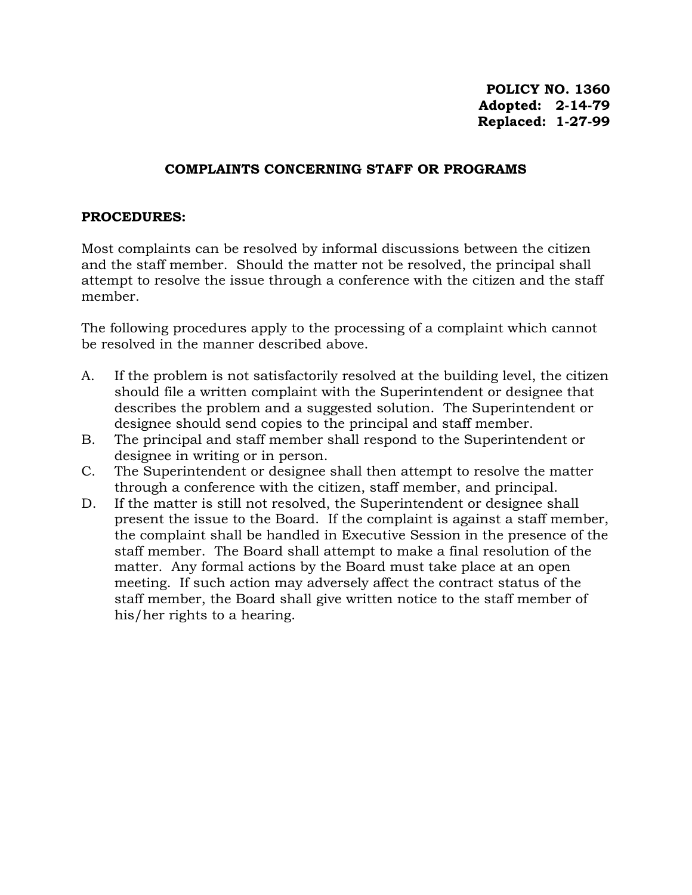**POLICY NO. 1360**
**Adopted: 2-14-79**
**Replaced: 1-27-99**

## COMPLAINTS CONCERNING STAFF OR PROGRAMS

**PROCEDURES:**

Most complaints can be resolved by informal discussions between the citizen and the staff member. Should the matter not be resolved, the principal shall attempt to resolve the issue through a conference with the citizen and the staff member.

The following procedures apply to the processing of a complaint which cannot be resolved in the manner described above.

A. If the problem is not satisfactorily resolved at the building level, the citizen should file a written complaint with the Superintendent or designee that describes the problem and a suggested solution. The Superintendent or designee should send copies to the principal and staff member.
B. The principal and staff member shall respond to the Superintendent or designee in writing or in person.
C. The Superintendent or designee shall then attempt to resolve the matter through a conference with the citizen, staff member, and principal.
D. If the matter is still not resolved, the Superintendent or designee shall present the issue to the Board. If the complaint is against a staff member, the complaint shall be handled in Executive Session in the presence of the staff member. The Board shall attempt to make a final resolution of the matter. Any formal actions by the Board must take place at an open meeting. If such action may adversely affect the contract status of the staff member, the Board shall give written notice to the staff member of his/her rights to a hearing.